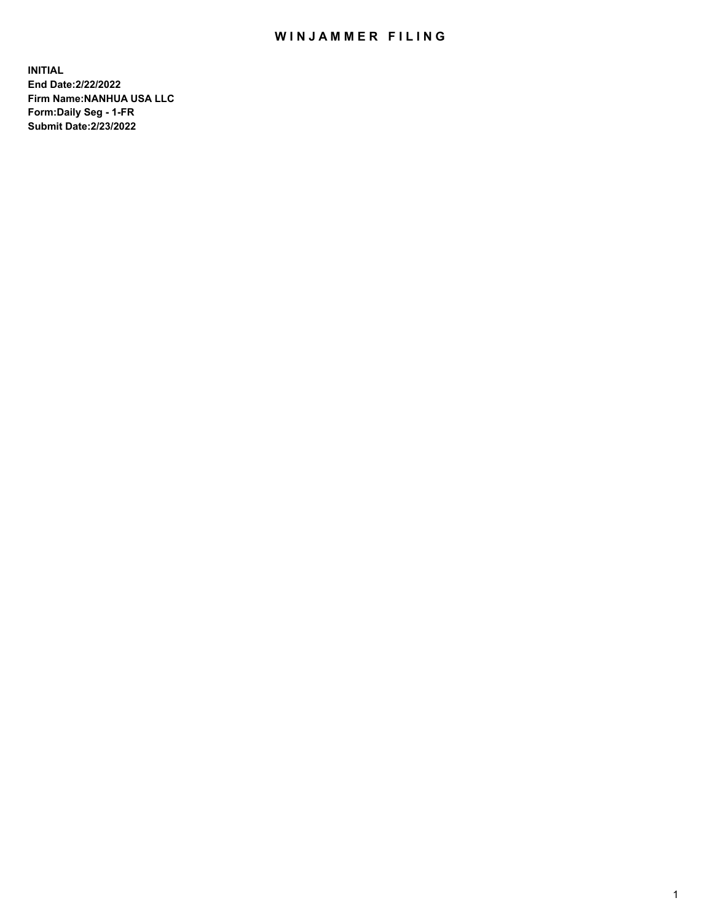# WINJAMMER FILING

**INITIAL**
**End Date:2/22/2022**
**Firm Name:NANHUA USA LLC**
**Form:Daily Seg - 1-FR**
**Submit Date:2/23/2022**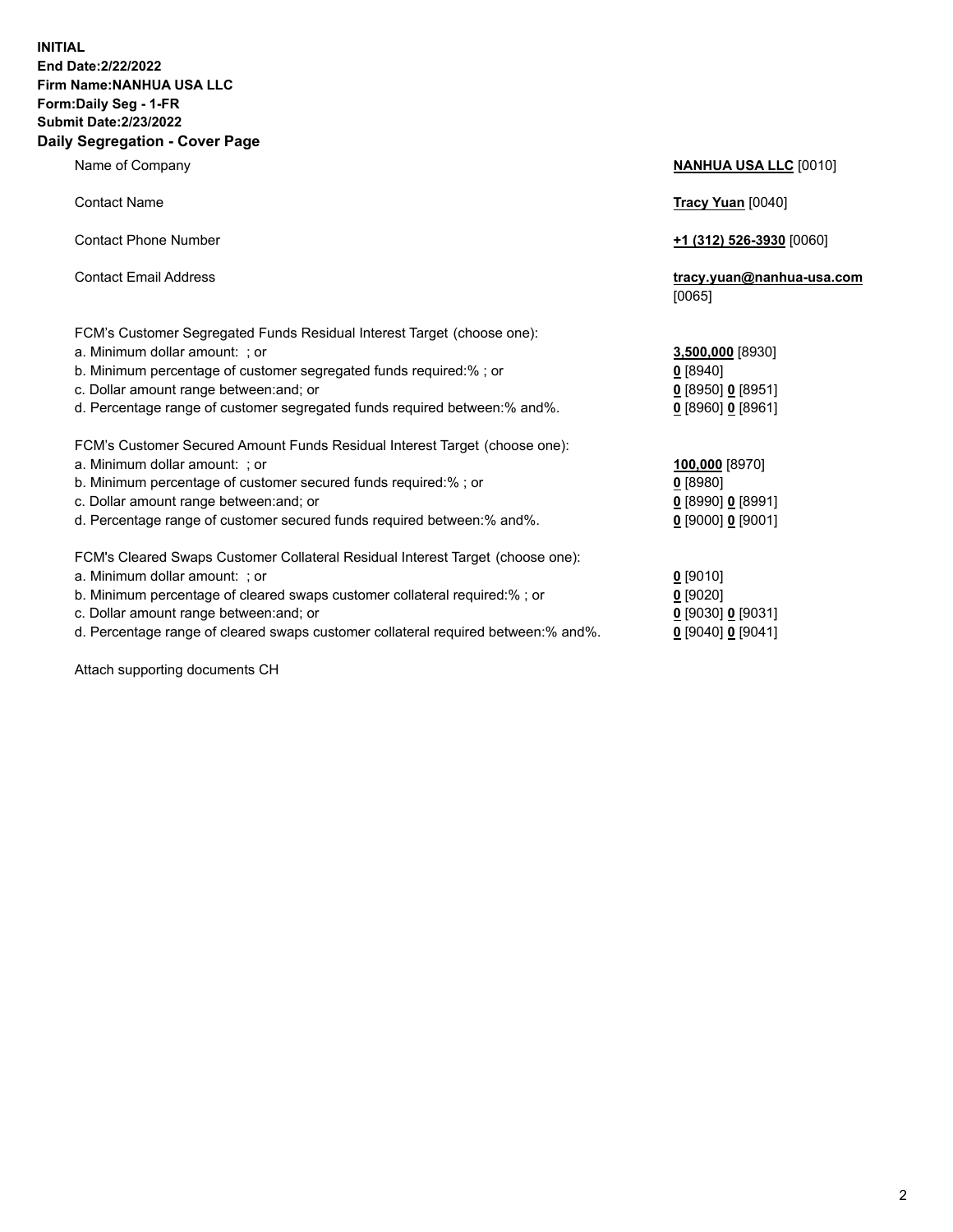**INITIAL**
**End Date:2/22/2022**
**Firm Name:NANHUA USA LLC**
**Form:Daily Seg - 1-FR**
**Submit Date:2/23/2022**

## Daily Segregation - Cover Page

| | |
|---|---|
| Name of Company | **NANHUA USA LLC** [0010] |
| Contact Name | **Tracy Yuan** [0040] |
| Contact Phone Number | **+1 (312) 526-3930** [0060] |
| Contact Email Address | **tracy.yuan@nanhua-usa.com** [0065] |
| FCM's Customer Segregated Funds Residual Interest Target (choose one): | |
| a. Minimum dollar amount: ; or | **3,500,000** [8930] |
| b. Minimum percentage of customer segregated funds required:% ; or | **0** [8940] |
| c. Dollar amount range between:and; or | **0** [8950] **0** [8951] |
| d. Percentage range of customer segregated funds required between:% and%. | **0** [8960] **0** [8961] |
| FCM's Customer Secured Amount Funds Residual Interest Target (choose one): | |
| a. Minimum dollar amount: ; or | **100,000** [8970] |
| b. Minimum percentage of customer secured funds required:% ; or | **0** [8980] |
| c. Dollar amount range between:and; or | **0** [8990] **0** [8991] |
| d. Percentage range of customer secured funds required between:% and%. | **0** [9000] **0** [9001] |
| FCM's Cleared Swaps Customer Collateral Residual Interest Target (choose one): | |
| a. Minimum dollar amount: ; or | **0** [9010] |
| b. Minimum percentage of cleared swaps customer collateral required:% ; or | **0** [9020] |
| c. Dollar amount range between:and; or | **0** [9030] **0** [9031] |
| d. Percentage range of cleared swaps customer collateral required between:% and%. | **0** [9040] **0** [9041] |

Attach supporting documents CH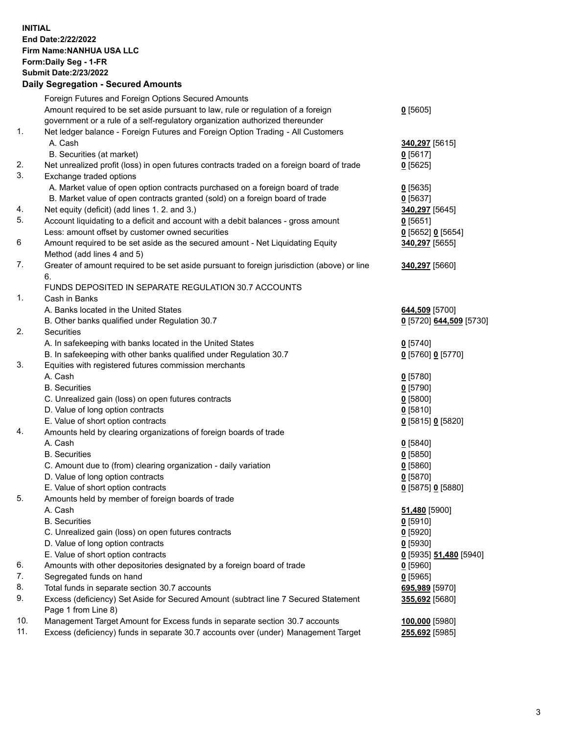**INITIAL**
**End Date:2/22/2022**
**Firm Name:NANHUA USA LLC**
**Form:Daily Seg - 1-FR**
**Submit Date:2/23/2022**

## Daily Segregation - Secured Amounts

| | | |
|---|---|---|
| | Foreign Futures and Foreign Options Secured Amounts | |
| | Amount required to be set aside pursuant to law, rule or regulation of a foreign government or a rule of a self-regulatory organization authorized thereunder | **0** [5605] |
| 1. | Net ledger balance - Foreign Futures and Foreign Option Trading - All Customers | |
| | A. Cash | **340,297** [5615] |
| | B. Securities (at market) | **0** [5617] |
| 2. | Net unrealized profit (loss) in open futures contracts traded on a foreign board of trade | **0** [5625] |
| 3. | Exchange traded options | |
| | A. Market value of open option contracts purchased on a foreign board of trade | **0** [5635] |
| | B. Market value of open contracts granted (sold) on a foreign board of trade | **0** [5637] |
| 4. | Net equity (deficit) (add lines 1. 2. and 3.) | **340,297** [5645] |
| 5. | Account liquidating to a deficit and account with a debit balances - gross amount | **0** [5651] |
| | Less: amount offset by customer owned securities | **0** [5652] **0** [5654] |
| 6 | Amount required to be set aside as the secured amount - Net Liquidating Equity Method (add lines 4 and 5) | **340,297** [5655] |
| 7. | Greater of amount required to be set aside pursuant to foreign jurisdiction (above) or line 6. | **340,297** [5660] |
| | FUNDS DEPOSITED IN SEPARATE REGULATION 30.7 ACCOUNTS | |
| 1. | Cash in Banks | |
| | A. Banks located in the United States | **644,509** [5700] |
| | B. Other banks qualified under Regulation 30.7 | **0** [5720] **644,509** [5730] |
| 2. | Securities | |
| | A. In safekeeping with banks located in the United States | **0** [5740] |
| | B. In safekeeping with other banks qualified under Regulation 30.7 | **0** [5760] **0** [5770] |
| 3. | Equities with registered futures commission merchants | |
| | A. Cash | **0** [5780] |
| | B. Securities | **0** [5790] |
| | C. Unrealized gain (loss) on open futures contracts | **0** [5800] |
| | D. Value of long option contracts | **0** [5810] |
| | E. Value of short option contracts | **0** [5815] **0** [5820] |
| 4. | Amounts held by clearing organizations of foreign boards of trade | |
| | A. Cash | **0** [5840] |
| | B. Securities | **0** [5850] |
| | C. Amount due to (from) clearing organization - daily variation | **0** [5860] |
| | D. Value of long option contracts | **0** [5870] |
| | E. Value of short option contracts | **0** [5875] **0** [5880] |
| 5. | Amounts held by member of foreign boards of trade | |
| | A. Cash | **51,480** [5900] |
| | B. Securities | **0** [5910] |
| | C. Unrealized gain (loss) on open futures contracts | **0** [5920] |
| | D. Value of long option contracts | **0** [5930] |
| | E. Value of short option contracts | **0** [5935] **51,480** [5940] |
| 6. | Amounts with other depositories designated by a foreign board of trade | **0** [5960] |
| 7. | Segregated funds on hand | **0** [5965] |
| 8. | Total funds in separate section 30.7 accounts | **695,989** [5970] |
| 9. | Excess (deficiency) Set Aside for Secured Amount (subtract line 7 Secured Statement Page 1 from Line 8) | **355,692** [5680] |
| 10. | Management Target Amount for Excess funds in separate section 30.7 accounts | **100,000** [5980] |
| 11. | Excess (deficiency) funds in separate 30.7 accounts over (under) Management Target | **255,692** [5985] |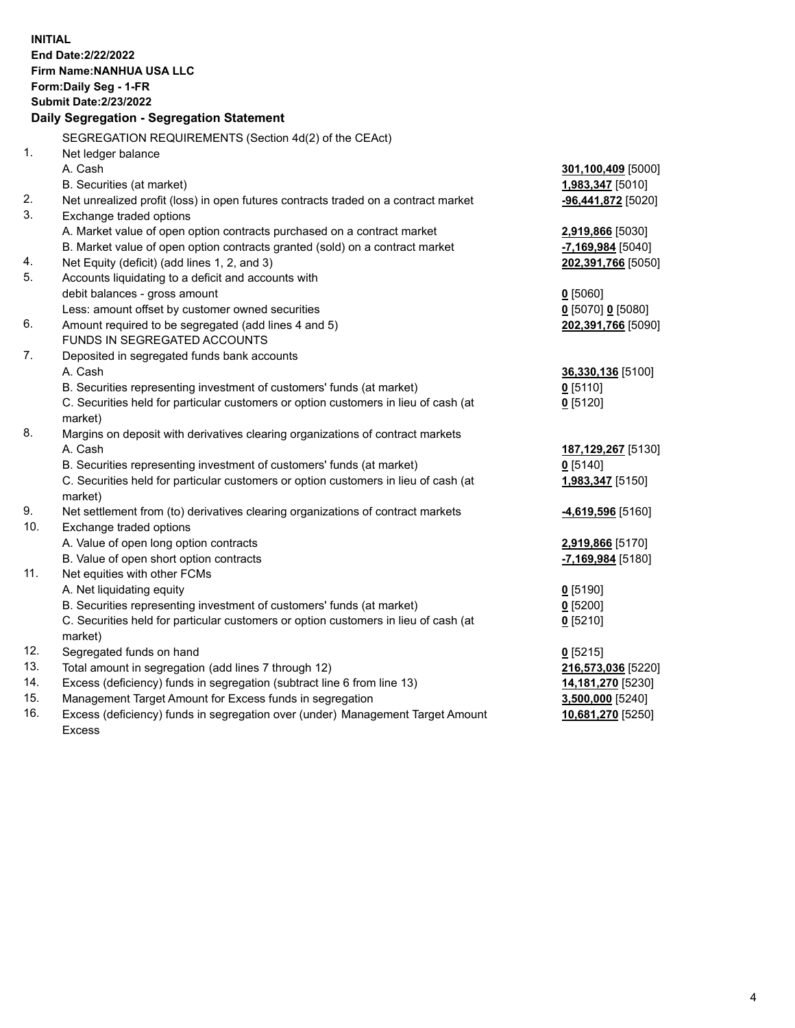**INITIAL**
**End Date:2/22/2022**
**Firm Name:NANHUA USA LLC**
**Form:Daily Seg - 1-FR**
**Submit Date:2/23/2022**

**Daily Segregation - Segregation Statement**

| | | |
|---|---|---|
| | SEGREGATION REQUIREMENTS (Section 4d(2) of the CEAct) | |
| 1. | Net ledger balance | |
| | A. Cash | **301,100,409** [5000] |
| | B. Securities (at market) | **1,983,347** [5010] |
| 2. | Net unrealized profit (loss) in open futures contracts traded on a contract market | **-96,441,872** [5020] |
| 3. | Exchange traded options | |
| | A. Market value of open option contracts purchased on a contract market | **2,919,866** [5030] |
| | B. Market value of open option contracts granted (sold) on a contract market | **-7,169,984** [5040] |
| 4. | Net Equity (deficit) (add lines 1, 2, and 3) | **202,391,766** [5050] |
| 5. | Accounts liquidating to a deficit and accounts with debit balances - gross amount | **0** [5060] |
| | Less: amount offset by customer owned securities | **0** [5070] **0** [5080] |
| 6. | Amount required to be segregated (add lines 4 and 5) | **202,391,766** [5090] |
| | FUNDS IN SEGREGATED ACCOUNTS | |
| 7. | Deposited in segregated funds bank accounts | |
| | A. Cash | **36,330,136** [5100] |
| | B. Securities representing investment of customers' funds (at market) | **0** [5110] |
| | C. Securities held for particular customers or option customers in lieu of cash (at market) | **0** [5120] |
| 8. | Margins on deposit with derivatives clearing organizations of contract markets | |
| | A. Cash | **187,129,267** [5130] |
| | B. Securities representing investment of customers' funds (at market) | **0** [5140] |
| | C. Securities held for particular customers or option customers in lieu of cash (at market) | **1,983,347** [5150] |
| 9. | Net settlement from (to) derivatives clearing organizations of contract markets | **-4,619,596** [5160] |
| 10. | Exchange traded options | |
| | A. Value of open long option contracts | **2,919,866** [5170] |
| | B. Value of open short option contracts | **-7,169,984** [5180] |
| 11. | Net equities with other FCMs | |
| | A. Net liquidating equity | **0** [5190] |
| | B. Securities representing investment of customers' funds (at market) | **0** [5200] |
| | C. Securities held for particular customers or option customers in lieu of cash (at market) | **0** [5210] |
| 12. | Segregated funds on hand | **0** [5215] |
| 13. | Total amount in segregation (add lines 7 through 12) | **216,573,036** [5220] |
| 14. | Excess (deficiency) funds in segregation (subtract line 6 from line 13) | **14,181,270** [5230] |
| 15. | Management Target Amount for Excess funds in segregation | **3,500,000** [5240] |
| 16. | Excess (deficiency) funds in segregation over (under) Management Target Amount Excess | **10,681,270** [5250] |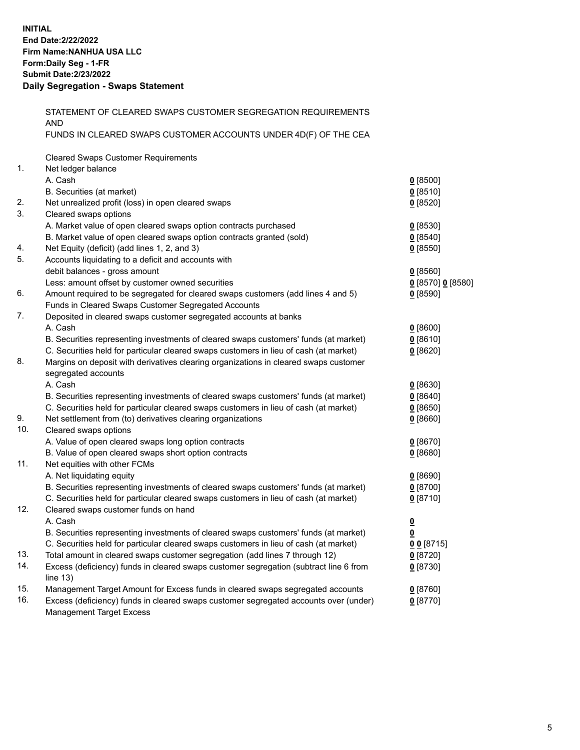**INITIAL**
**End Date:2/22/2022**
**Firm Name:NANHUA USA LLC**
**Form:Daily Seg - 1-FR**
**Submit Date:2/23/2022**
**Daily Segregation - Swaps Statement**

STATEMENT OF CLEARED SWAPS CUSTOMER SEGREGATION REQUIREMENTS AND
FUNDS IN CLEARED SWAPS CUSTOMER ACCOUNTS UNDER 4D(F) OF THE CEA

| | | |
|---|---|---|
| | Cleared Swaps Customer Requirements | |
| 1. | Net ledger balance | |
| | A. Cash | 0 [8500] |
| | B. Securities (at market) | 0 [8510] |
| 2. | Net unrealized profit (loss) in open cleared swaps | 0 [8520] |
| 3. | Cleared swaps options | |
| | A. Market value of open cleared swaps option contracts purchased | 0 [8530] |
| | B. Market value of open cleared swaps option contracts granted (sold) | 0 [8540] |
| 4. | Net Equity (deficit) (add lines 1, 2, and 3) | 0 [8550] |
| 5. | Accounts liquidating to a deficit and accounts with | |
| | debit balances - gross amount | 0 [8560] |
| | Less: amount offset by customer owned securities | 0 [8570] 0 [8580] |
| 6. | Amount required to be segregated for cleared swaps customers (add lines 4 and 5) | 0 [8590] |
| | Funds in Cleared Swaps Customer Segregated Accounts | |
| 7. | Deposited in cleared swaps customer segregated accounts at banks | |
| | A. Cash | 0 [8600] |
| | B. Securities representing investments of cleared swaps customers' funds (at market) | 0 [8610] |
| | C. Securities held for particular cleared swaps customers in lieu of cash (at market) | 0 [8620] |
| 8. | Margins on deposit with derivatives clearing organizations in cleared swaps customer segregated accounts | |
| | A. Cash | 0 [8630] |
| | B. Securities representing investments of cleared swaps customers' funds (at market) | 0 [8640] |
| | C. Securities held for particular cleared swaps customers in lieu of cash (at market) | 0 [8650] |
| 9. | Net settlement from (to) derivatives clearing organizations | 0 [8660] |
| 10. | Cleared swaps options | |
| | A. Value of open cleared swaps long option contracts | 0 [8670] |
| | B. Value of open cleared swaps short option contracts | 0 [8680] |
| 11. | Net equities with other FCMs | |
| | A. Net liquidating equity | 0 [8690] |
| | B. Securities representing investments of cleared swaps customers' funds (at market) | 0 [8700] |
| | C. Securities held for particular cleared swaps customers in lieu of cash (at market) | 0 [8710] |
| 12. | Cleared swaps customer funds on hand | |
| | A. Cash | 0 |
| | B. Securities representing investments of cleared swaps customers' funds (at market) | 0 |
| | C. Securities held for particular cleared swaps customers in lieu of cash (at market) | 0 0 [8715] |
| 13. | Total amount in cleared swaps customer segregation (add lines 7 through 12) | 0 [8720] |
| 14. | Excess (deficiency) funds in cleared swaps customer segregation (subtract line 6 from line 13) | 0 [8730] |
| 15. | Management Target Amount for Excess funds in cleared swaps segregated accounts | 0 [8760] |
| 16. | Excess (deficiency) funds in cleared swaps customer segregated accounts over (under) Management Target Excess | 0 [8770] |